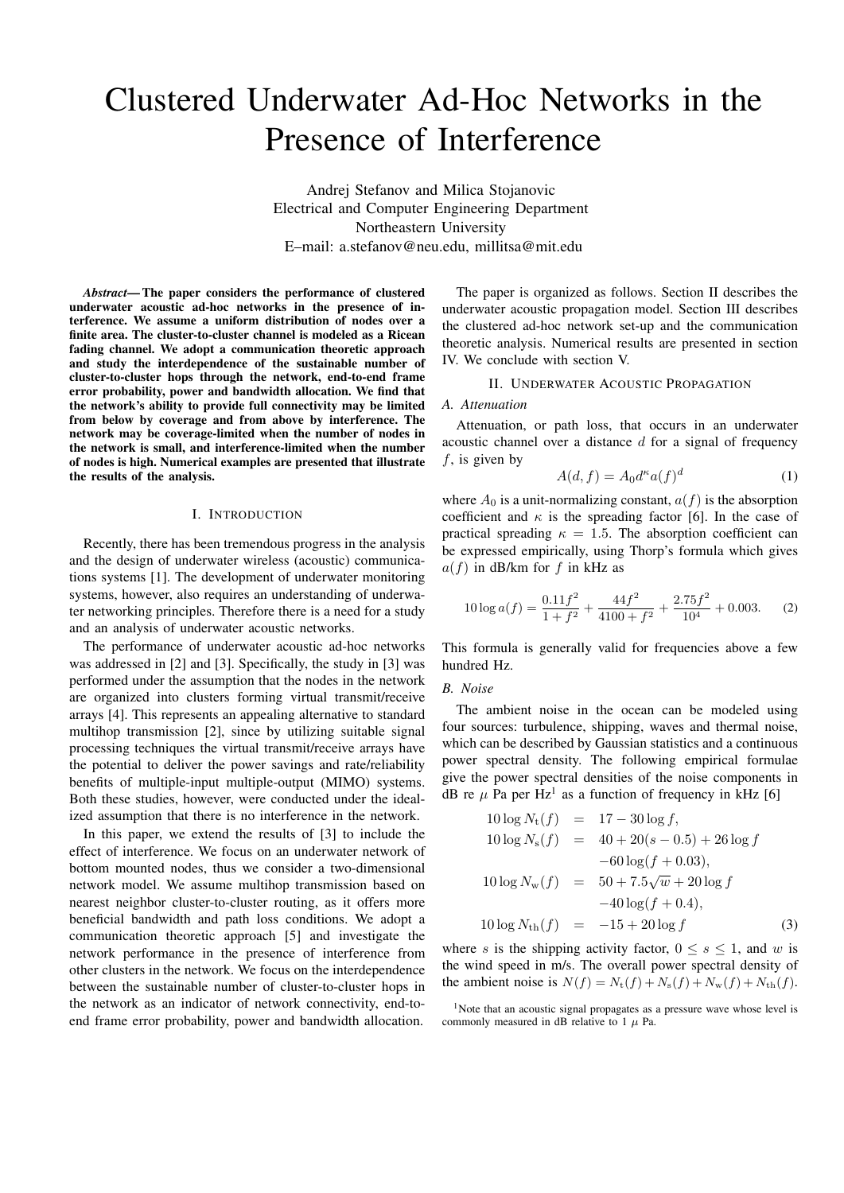# Clustered Underwater Ad-Hoc Networks in the Presence of Interference

Andrej Stefanov and Milica Stojanovic
Electrical and Computer Engineering Department
Northeastern University
E–mail: a.stefanov@neu.edu, millitsa@mit.edu

***Abstract*— The paper considers the performance of clustered underwater acoustic ad-hoc networks in the presence of interference. We assume a uniform distribution of nodes over a finite area. The cluster-to-cluster channel is modeled as a Ricean fading channel. We adopt a communication theoretic approach and study the interdependence of the sustainable number of cluster-to-cluster hops through the network, end-to-end frame error probability, power and bandwidth allocation. We find that the network's ability to provide full connectivity may be limited from below by coverage and from above by interference. The network may be coverage-limited when the number of nodes in the network is small, and interference-limited when the number of nodes is high. Numerical examples are presented that illustrate the results of the analysis.**

## I. Introduction

Recently, there has been tremendous progress in the analysis and the design of underwater wireless (acoustic) communications systems [1]. The development of underwater monitoring systems, however, also requires an understanding of underwater networking principles. Therefore there is a need for a study and an analysis of underwater acoustic networks.

The performance of underwater acoustic ad-hoc networks was addressed in [2] and [3]. Specifically, the study in [3] was performed under the assumption that the nodes in the network are organized into clusters forming virtual transmit/receive arrays [4]. This represents an appealing alternative to standard multihop transmission [2], since by utilizing suitable signal processing techniques the virtual transmit/receive arrays have the potential to deliver the power savings and rate/reliability benefits of multiple-input multiple-output (MIMO) systems. Both these studies, however, were conducted under the idealized assumption that there is no interference in the network.

In this paper, we extend the results of [3] to include the effect of interference. We focus on an underwater network of bottom mounted nodes, thus we consider a two-dimensional network model. We assume multihop transmission based on nearest neighbor cluster-to-cluster routing, as it offers more beneficial bandwidth and path loss conditions. We adopt a communication theoretic approach [5] and investigate the network performance in the presence of interference from other clusters in the network. We focus on the interdependence between the sustainable number of cluster-to-cluster hops in the network as an indicator of network connectivity, end-to-end frame error probability, power and bandwidth allocation.

The paper is organized as follows. Section II describes the underwater acoustic propagation model. Section III describes the clustered ad-hoc network set-up and the communication theoretic analysis. Numerical results are presented in section IV. We conclude with section V.

## II. Underwater Acoustic Propagation

### *A. Attenuation*

Attenuation, or path loss, that occurs in an underwater acoustic channel over a distance $d$ for a signal of frequency $f$, is given by

$$A(d, f) = A_0 d^{\kappa} a(f)^d \tag{1}$$

where $A_0$ is a unit-normalizing constant, $a(f)$ is the absorption coefficient and $\kappa$ is the spreading factor [6]. In the case of practical spreading $\kappa = 1.5$. The absorption coefficient can be expressed empirically, using Thorp's formula which gives $a(f)$ in dB/km for $f$ in kHz as

$$10 \log a(f) = \frac{0.11 f^2}{1 + f^2} + \frac{44 f^2}{4100 + f^2} + \frac{2.75 f^2}{10^4} + 0.003. \tag{2}$$

This formula is generally valid for frequencies above a few hundred Hz.

### *B. Noise*

The ambient noise in the ocean can be modeled using four sources: turbulence, shipping, waves and thermal noise, which can be described by Gaussian statistics and a continuous power spectral density. The following empirical formulae give the power spectral densities of the noise components in dB re $\mu$ Pa per Hz[1] as a function of frequency in kHz [6]

$$\begin{aligned}
10 \log N_{\mathrm{t}}(f) &= 17 - 30 \log f, \\
10 \log N_{\mathrm{s}}(f) &= 40 + 20(s - 0.5) + 26 \log f \\
&\quad - 60 \log(f + 0.03), \\
10 \log N_{\mathrm{w}}(f) &= 50 + 7.5\sqrt{w} + 20 \log f \\
&\quad - 40 \log(f + 0.4), \\
10 \log N_{\mathrm{th}}(f) &= -15 + 20 \log f
\end{aligned} \tag{3}$$

where $s$ is the shipping activity factor, $0 \leq s \leq 1$, and $w$ is the wind speed in m/s. The overall power spectral density of the ambient noise is $N(f) = N_{\mathrm{t}}(f) + N_{\mathrm{s}}(f) + N_{\mathrm{w}}(f) + N_{\mathrm{th}}(f)$.

[1] Note that an acoustic signal propagates as a pressure wave whose level is commonly measured in dB relative to 1 $\mu$ Pa.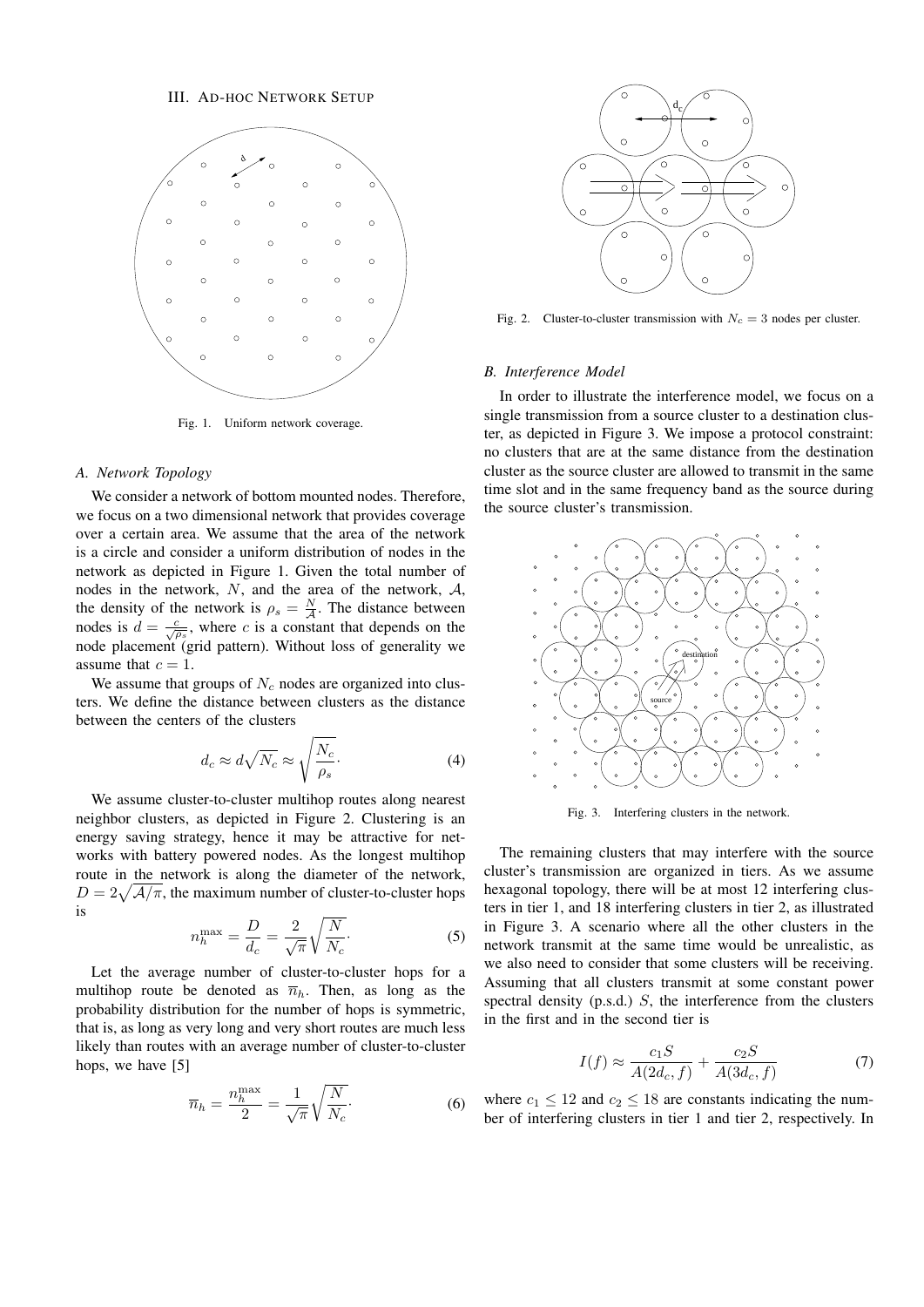## III. Ad-hoc Network Setup

Fig. 1. Uniform network coverage.

### A. Network Topology

We consider a network of bottom mounted nodes. Therefore, we focus on a two dimensional network that provides coverage over a certain area. We assume that the area of the network is a circle and consider a uniform distribution of nodes in the network as depicted in Figure 1. Given the total number of nodes in the network, $N$, and the area of the network, $\mathcal{A}$, the density of the network is $\rho_s = \frac{N}{\mathcal{A}}$. The distance between nodes is $d = \frac{c}{\sqrt{\rho_s}}$, where $c$ is a constant that depends on the node placement (grid pattern). Without loss of generality we assume that $c = 1$.

We assume that groups of $N_c$ nodes are organized into clusters. We define the distance between clusters as the distance between the centers of the clusters

$$d_c \approx d\sqrt{N_c} \approx \sqrt{\frac{N_c}{\rho_s}}. \tag{4}$$

We assume cluster-to-cluster multihop routes along nearest neighbor clusters, as depicted in Figure 2. Clustering is an energy saving strategy, hence it may be attractive for networks with battery powered nodes. As the longest multihop route in the network is along the diameter of the network, $D = 2\sqrt{\mathcal{A}/\pi}$, the maximum number of cluster-to-cluster hops is

$$n_h^{\max} = \frac{D}{d_c} = \frac{2}{\sqrt{\pi}}\sqrt{\frac{N}{N_c}}. \tag{5}$$

Let the average number of cluster-to-cluster hops for a multihop route be denoted as $\overline{n}_h$. Then, as long as the probability distribution for the number of hops is symmetric, that is, as long as very long and very short routes are much less likely than routes with an average number of cluster-to-cluster hops, we have [5]

$$\overline{n}_h = \frac{n_h^{\max}}{2} = \frac{1}{\sqrt{\pi}}\sqrt{\frac{N}{N_c}}. \tag{6}$$

Fig. 2. Cluster-to-cluster transmission with $N_c = 3$ nodes per cluster.

### B. Interference Model

In order to illustrate the interference model, we focus on a single transmission from a source cluster to a destination cluster, as depicted in Figure 3. We impose a protocol constraint: no clusters that are at the same distance from the destination cluster as the source cluster are allowed to transmit in the same time slot and in the same frequency band as the source during the source cluster's transmission.

Fig. 3. Interfering clusters in the network.

The remaining clusters that may interfere with the source cluster's transmission are organized in tiers. As we assume hexagonal topology, there will be at most 12 interfering clusters in tier 1, and 18 interfering clusters in tier 2, as illustrated in Figure 3. A scenario where all the other clusters in the network transmit at the same time would be unrealistic, as we also need to consider that some clusters will be receiving. Assuming that all clusters transmit at some constant power spectral density (p.s.d.) $S$, the interference from the clusters in the first and in the second tier is

$$I(f) \approx \frac{c_1 S}{A(2d_c, f)} + \frac{c_2 S}{A(3d_c, f)} \tag{7}$$

where $c_1 \leq 12$ and $c_2 \leq 18$ are constants indicating the number of interfering clusters in tier 1 and tier 2, respectively. In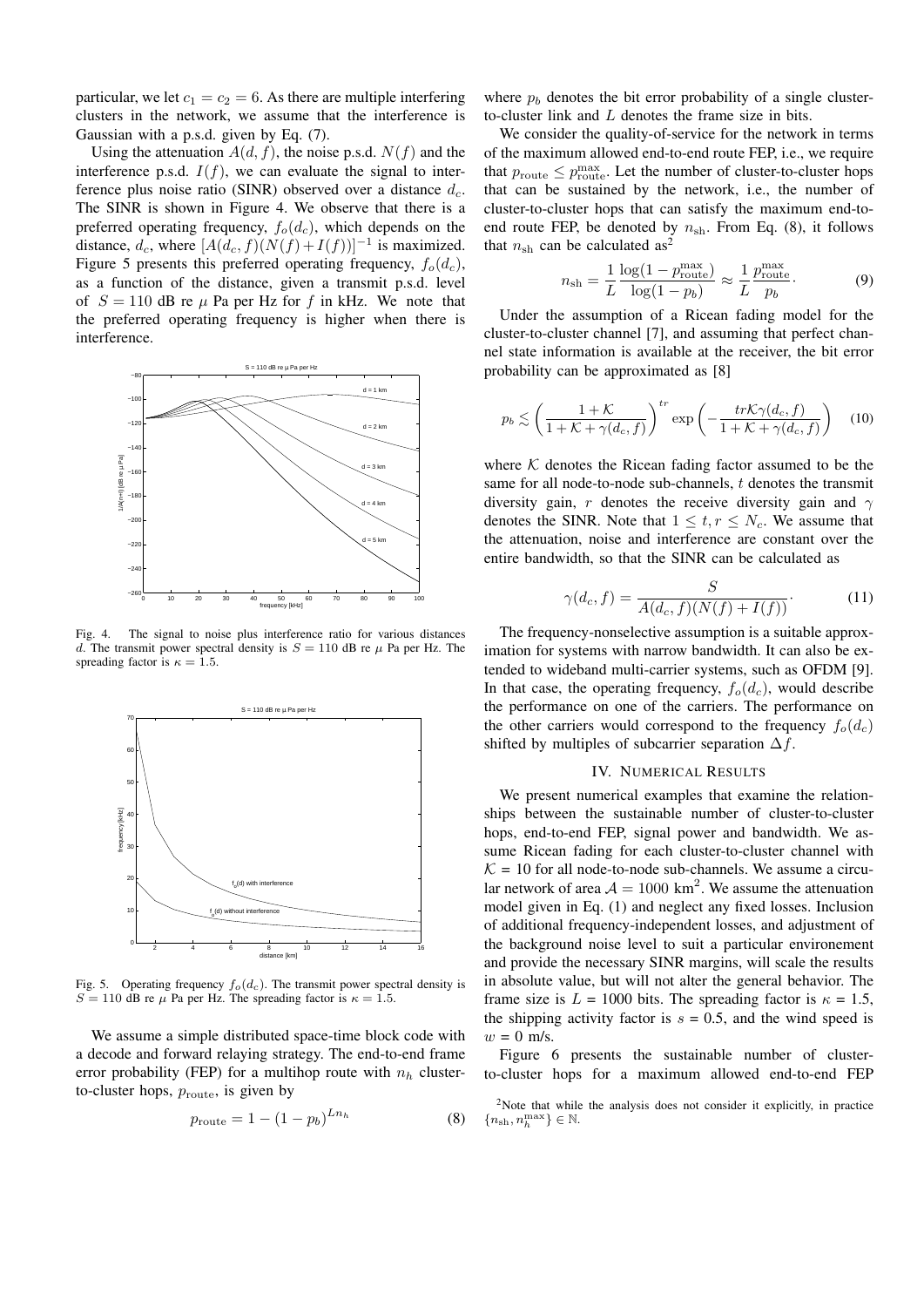particular, we let $c_1 = c_2 = 6$. As there are multiple interfering clusters in the network, we assume that the interference is Gaussian with a p.s.d. given by Eq. (7).

Using the attenuation $A(d, f)$, the noise p.s.d. $N(f)$ and the interference p.s.d. $I(f)$, we can evaluate the signal to interference plus noise ratio (SINR) observed over a distance $d_c$. The SINR is shown in Figure 4. We observe that there is a preferred operating frequency, $f_o(d_c)$, which depends on the distance, $d_c$, where $[A(d_c, f)(N(f)+I(f))]^{-1}$ is maximized. Figure 5 presents this preferred operating frequency, $f_o(d_c)$, as a function of the distance, given a transmit p.s.d. level of $S = 110$ dB re $\mu$ Pa per Hz for $f$ in kHz. We note that the preferred operating frequency is higher when there is interference.

Fig. 4. The signal to noise plus interference ratio for various distances $d$. The transmit power spectral density is $S = 110$ dB re $\mu$ Pa per Hz. The spreading factor is $\kappa = 1.5$.

Fig. 5. Operating frequency $f_o(d_c)$. The transmit power spectral density is $S = 110$ dB re $\mu$ Pa per Hz. The spreading factor is $\kappa = 1.5$.

We assume a simple distributed space-time block code with a decode and forward relaying strategy. The end-to-end frame error probability (FEP) for a multihop route with $n_h$ cluster-to-cluster hops, $p_{\text{route}}$, is given by

$$p_{\text{route}} = 1 - (1 - p_b)^{L n_h} \tag{8}$$

where $p_b$ denotes the bit error probability of a single cluster-to-cluster link and $L$ denotes the frame size in bits.

We consider the quality-of-service for the network in terms of the maximum allowed end-to-end route FEP, i.e., we require that $p_{\text{route}} \leq p_{\text{route}}^{\max}$. Let the number of cluster-to-cluster hops that can be sustained by the network, i.e., the number of cluster-to-cluster hops that can satisfy the maximum end-to-end route FEP, be denoted by $n_{\text{sh}}$. From Eq. (8), it follows that $n_{\text{sh}}$ can be calculated as[2]

$$n_{\text{sh}} = \frac{1}{L} \frac{\log(1 - p_{\text{route}}^{\max})}{\log(1 - p_b)} \approx \frac{1}{L} \frac{p_{\text{route}}^{\max}}{p_b}. \tag{9}$$

Under the assumption of a Ricean fading model for the cluster-to-cluster channel [7], and assuming that perfect channel state information is available at the receiver, the bit error probability can be approximated as [8]

$$p_b \lesssim \left( \frac{1 + \mathcal{K}}{1 + \mathcal{K} + \gamma(d_c, f)} \right)^{tr} \exp\left( -\frac{tr\mathcal{K}\gamma(d_c, f)}{1 + \mathcal{K} + \gamma(d_c, f)} \right) \tag{10}$$

where $\mathcal{K}$ denotes the Ricean fading factor assumed to be the same for all node-to-node sub-channels, $t$ denotes the transmit diversity gain, $r$ denotes the receive diversity gain and $\gamma$ denotes the SINR. Note that $1 \leq t, r \leq N_c$. We assume that the attenuation, noise and interference are constant over the entire bandwidth, so that the SINR can be calculated as

$$\gamma(d_c, f) = \frac{S}{A(d_c, f)(N(f) + I(f))}. \tag{11}$$

The frequency-nonselective assumption is a suitable approximation for systems with narrow bandwidth. It can also be extended to wideband multi-carrier systems, such as OFDM [9]. In that case, the operating frequency, $f_o(d_c)$, would describe the performance on one of the carriers. The performance on the other carriers would correspond to the frequency $f_o(d_c)$ shifted by multiples of subcarrier separation $\Delta f$.

## IV. Numerical Results

We present numerical examples that examine the relationships between the sustainable number of cluster-to-cluster hops, end-to-end FEP, signal power and bandwidth. We assume Ricean fading for each cluster-to-cluster channel with $\mathcal{K}$ = 10 for all node-to-node sub-channels. We assume a circular network of area $\mathcal{A} = 1000$ km$^2$. We assume the attenuation model given in Eq. (1) and neglect any fixed losses. Inclusion of additional frequency-independent losses, and adjustment of the background noise level to suit a particular environement and provide the necessary SINR margins, will scale the results in absolute value, but will not alter the general behavior. The frame size is $L$ = 1000 bits. The spreading factor is $\kappa$ = 1.5, the shipping activity factor is $s$ = 0.5, and the wind speed is $w$ = 0 m/s.

Figure 6 presents the sustainable number of cluster-to-cluster hops for a maximum allowed end-to-end FEP

[2]Note that while the analysis does not consider it explicitly, in practice $\{n_{\text{sh}}, n_h^{\max}\} \in \mathbb{N}$.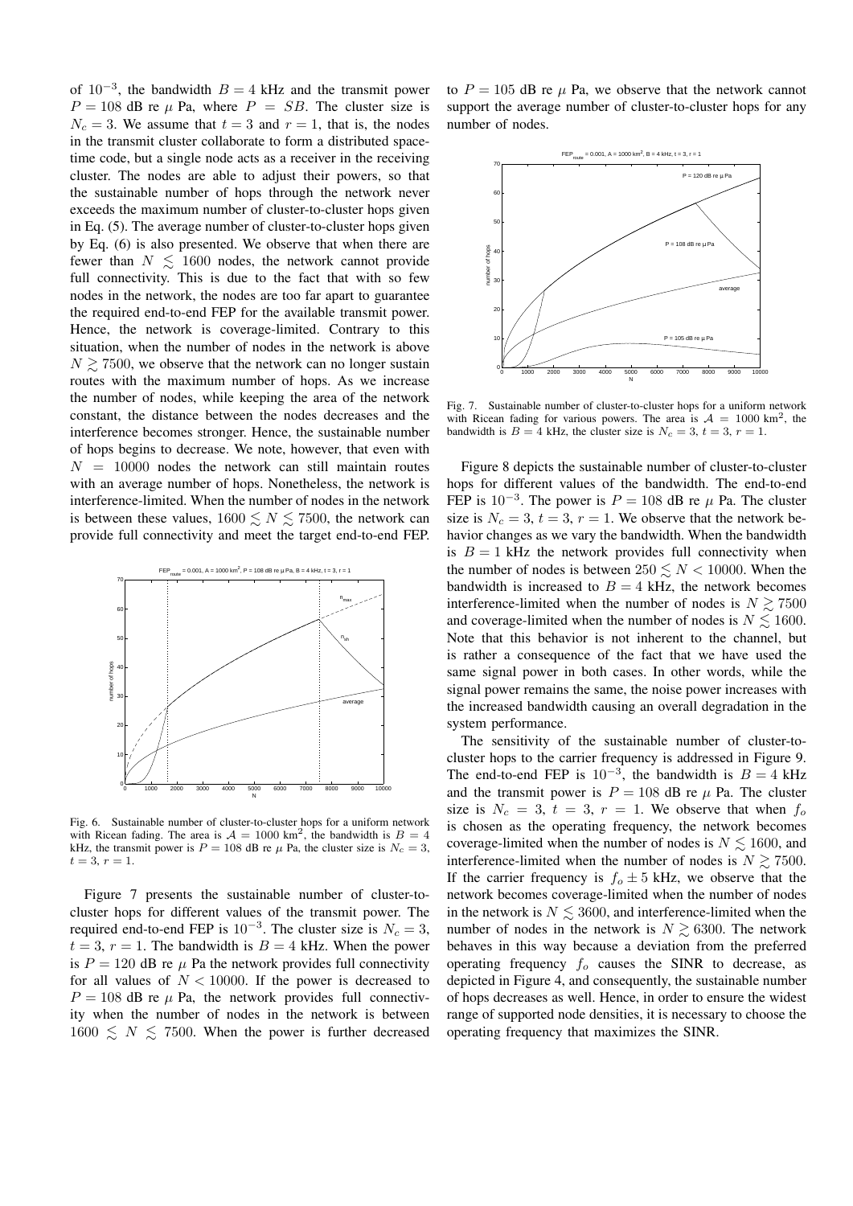of $10^{-3}$, the bandwidth $B = 4$ kHz and the transmit power $P = 108$ dB re $\mu$ Pa, where $P = SB$. The cluster size is $N_c = 3$. We assume that $t = 3$ and $r = 1$, that is, the nodes in the transmit cluster collaborate to form a distributed space-time code, but a single node acts as a receiver in the receiving cluster. The nodes are able to adjust their powers, so that the sustainable number of hops through the network never exceeds the maximum number of cluster-to-cluster hops given in Eq. (5). The average number of cluster-to-cluster hops given by Eq. (6) is also presented. We observe that when there are fewer than $N \lesssim 1600$ nodes, the network cannot provide full connectivity. This is due to the fact that with so few nodes in the network, the nodes are too far apart to guarantee the required end-to-end FEP for the available transmit power. Hence, the network is coverage-limited. Contrary to this situation, when the number of nodes in the network is above $N \gtrsim 7500$, we observe that the network can no longer sustain routes with the maximum number of hops. As we increase the number of nodes, while keeping the area of the network constant, the distance between the nodes decreases and the interference becomes stronger. Hence, the sustainable number of hops begins to decrease. We note, however, that even with $N = 10000$ nodes the network can still maintain routes with an average number of hops. Nonetheless, the network is interference-limited. When the number of nodes in the network is between these values, $1600 \lesssim N \lesssim 7500$, the network can provide full connectivity and meet the target end-to-end FEP.

Fig. 6. Sustainable number of cluster-to-cluster hops for a uniform network with Ricean fading. The area is $\mathcal{A} = 1000$ km$^2$, the bandwidth is $B = 4$ kHz, the transmit power is $P = 108$ dB re $\mu$ Pa, the cluster size is $N_c = 3$, $t = 3$, $r = 1$.

Figure 7 presents the sustainable number of cluster-to-cluster hops for different values of the transmit power. The required end-to-end FEP is $10^{-3}$. The cluster size is $N_c = 3$, $t = 3$, $r = 1$. The bandwidth is $B = 4$ kHz. When the power is $P = 120$ dB re $\mu$ Pa the network provides full connectivity for all values of $N < 10000$. If the power is decreased to $P = 108$ dB re $\mu$ Pa, the network provides full connectivity when the number of nodes in the network is between $1600 \lesssim N \lesssim 7500$. When the power is further decreased to $P = 105$ dB re $\mu$ Pa, we observe that the network cannot support the average number of cluster-to-cluster hops for any number of nodes.

Fig. 7. Sustainable number of cluster-to-cluster hops for a uniform network with Ricean fading for various powers. The area is $\mathcal{A} = 1000$ km$^2$, the bandwidth is $B = 4$ kHz, the cluster size is $N_c = 3$, $t = 3$, $r = 1$.

Figure 8 depicts the sustainable number of cluster-to-cluster hops for different values of the bandwidth. The end-to-end FEP is $10^{-3}$. The power is $P = 108$ dB re $\mu$ Pa. The cluster size is $N_c = 3$, $t = 3$, $r = 1$. We observe that the network behavior changes as we vary the bandwidth. When the bandwidth is $B = 1$ kHz the network provides full connectivity when the number of nodes is between $250 \lesssim N < 10000$. When the bandwidth is increased to $B = 4$ kHz, the network becomes interference-limited when the number of nodes is $N \gtrsim 7500$ and coverage-limited when the number of nodes is $N \lesssim 1600$. Note that this behavior is not inherent to the channel, but is rather a consequence of the fact that we have used the same signal power in both cases. In other words, while the signal power remains the same, the noise power increases with the increased bandwidth causing an overall degradation in the system performance.

The sensitivity of the sustainable number of cluster-to-cluster hops to the carrier frequency is addressed in Figure 9. The end-to-end FEP is $10^{-3}$, the bandwidth is $B = 4$ kHz and the transmit power is $P = 108$ dB re $\mu$ Pa. The cluster size is $N_c = 3$, $t = 3$, $r = 1$. We observe that when $f_o$ is chosen as the operating frequency, the network becomes coverage-limited when the number of nodes is $N \lesssim 1600$, and interference-limited when the number of nodes is $N \gtrsim 7500$. If the carrier frequency is $f_o \pm 5$ kHz, we observe that the network becomes coverage-limited when the number of nodes in the network is $N \lesssim 3600$, and interference-limited when the number of nodes in the network is $N \gtrsim 6300$. The network behaves in this way because a deviation from the preferred operating frequency $f_o$ causes the SINR to decrease, as depicted in Figure 4, and consequently, the sustainable number of hops decreases as well. Hence, in order to ensure the widest range of supported node densities, it is necessary to choose the operating frequency that maximizes the SINR.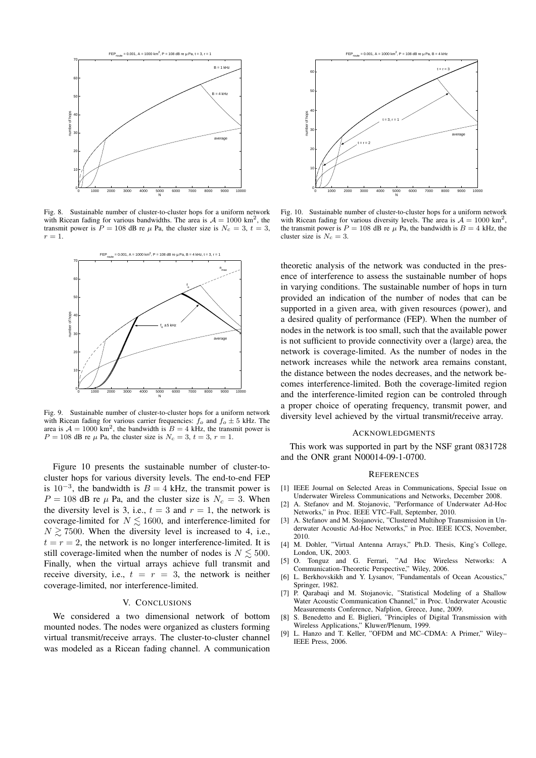$FEP_{route}$ = 0.001, A = 1000 km$^2$, P = 108 dB re µ Pa, t = 3, r = 1

B = 1 kHz

B = 4 kHz

average

number of hops

N

Fig. 8. Sustainable number of cluster-to-cluster hops for a uniform network with Ricean fading for various bandwidths. The area is $\mathcal{A} = 1000$ km$^2$, the transmit power is $P = 108$ dB re $\mu$ Pa, the cluster size is $N_c = 3$, $t = 3$, $r = 1$.

$FEP_{route}$ = 0.001, A = 1000 km$^2$, P = 108 dB re µ Pa, B = 4 kHz, t = 3, r = 1

$n_{max}$

$f_o$

$f_o$ ±5 kHz

average

number of hops

N

Fig. 9. Sustainable number of cluster-to-cluster hops for a uniform network with Ricean fading for various carrier frequencies: $f_o$ and $f_o \pm 5$ kHz. The area is $\mathcal{A} = 1000$ km$^2$, the bandwidth is $B = 4$ kHz, the transmit power is $P = 108$ dB re $\mu$ Pa, the cluster size is $N_c = 3$, $t = 3$, $r = 1$.

Figure 10 presents the sustainable number of cluster-to-cluster hops for various diversity levels. The end-to-end FEP is $10^{-3}$, the bandwidth is $B = 4$ kHz, the transmit power is $P = 108$ dB re $\mu$ Pa, and the cluster size is $N_c = 3$. When the diversity level is 3, i.e., $t = 3$ and $r = 1$, the network is coverage-limited for $N \lesssim 1600$, and interference-limited for $N \gtrsim 7500$. When the diversity level is increased to 4, i.e., $t = r = 2$, the network is no longer interference-limited. It is still coverage-limited when the number of nodes is $N \lesssim 500$. Finally, when the virtual arrays achieve full transmit and receive diversity, i.e., $t = r = 3$, the network is neither coverage-limited, nor interference-limited.

$FEP_{route}$ = 0.001, A = 1000 km$^2$, P = 108 dB re µ Pa, B = 4 kHz

t = r = 3

t = 3, r = 1

t = r = 2

average

number of hops

N

Fig. 10. Sustainable number of cluster-to-cluster hops for a uniform network with Ricean fading for various diversity levels. The area is $\mathcal{A} = 1000$ km$^2$, the transmit power is $P = 108$ dB re $\mu$ Pa, the bandwidth is $B = 4$ kHz, the cluster size is $N_c = 3$.

## V. Conclusions

We considered a two dimensional network of bottom mounted nodes. The nodes were organized as clusters forming virtual transmit/receive arrays. The cluster-to-cluster channel was modeled as a Ricean fading channel. A communication theoretic analysis of the network was conducted in the presence of interference to assess the sustainable number of hops in varying conditions. The sustainable number of hops in turn provided an indication of the number of nodes that can be supported in a given area, with given resources (power), and a desired quality of performance (FEP). When the number of nodes in the network is too small, such that the available power is not sufficient to provide connectivity over a (large) area, the network is coverage-limited. As the number of nodes in the network increases while the network area remains constant, the distance between the nodes decreases, and the network becomes interference-limited. Both the coverage-limited region and the interference-limited region can be controled through a proper choice of operating frequency, transmit power, and diversity level achieved by the virtual transmit/receive array.

## Acknowledgments

This work was supported in part by the NSF grant 0831728 and the ONR grant N00014-09-1-0700.

## References

[1] IEEE Journal on Selected Areas in Communications, Special Issue on Underwater Wireless Communications and Networks, December 2008.

[2] A. Stefanov and M. Stojanovic, "Performance of Underwater Ad-Hoc Networks," in Proc. IEEE VTC–Fall, September, 2010.

[3] A. Stefanov and M. Stojanovic, "Clustered Multihop Transmission in Underwater Acoustic Ad-Hoc Networks," in Proc. IEEE ICCS, November, 2010.

[4] M. Dohler, "Virtual Antenna Arrays," Ph.D. Thesis, King's College, London, UK, 2003.

[5] O. Tonguz and G. Ferrari, "Ad Hoc Wireless Networks: A Communication-Theoretic Perspective," Wiley, 2006.

[6] L. Berkhovskikh and Y. Lysanov, "Fundamentals of Ocean Acoustics," Springer, 1982.

[7] P. Qarabaqi and M. Stojanovic, "Statistical Modeling of a Shallow Water Acoustic Communication Channel," in Proc. Underwater Acoustic Measurements Conference, Nafplion, Greece, June, 2009.

[8] S. Benedetto and E. Biglieri, "Principles of Digital Transmission with Wireless Applications," Kluwer/Plenum, 1999.

[9] L. Hanzo and T. Keller, "OFDM and MC–CDMA: A Primer," Wiley–IEEE Press, 2006.